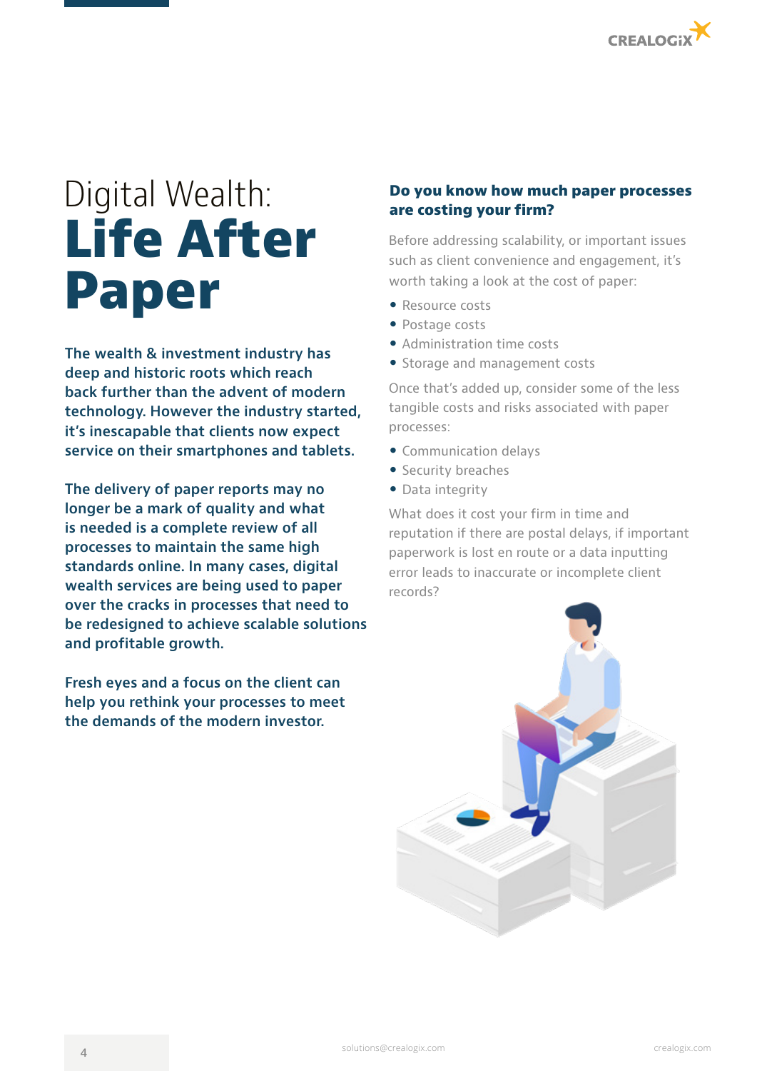# Digital Wealth: **Life After Paper**

**The wealth & investment industry has deep and historic roots which reach back further than the advent of modern technology. However the industry started, it's inescapable that clients now expect service on their smartphones and tablets.**

**The delivery of paper reports may no longer be a mark of quality and what is needed is a complete review of all processes to maintain the same high standards online. In many cases, digital wealth services are being used to paper over the cracks in processes that need to be redesigned to achieve scalable solutions and profitable growth.**

**Fresh eyes and a focus on the client can help you rethink your processes to meet the demands of the modern investor.**

### Do you know how much paper processes are costing your firm?

Before addressing scalability, or important issues such as client convenience and engagement, it's worth taking a look at the cost of paper:

- Resource costs
- Postage costs
- Administration time costs
- Storage and management costs

Once that's added up, consider some of the less tangible costs and risks associated with paper processes:

- Communication delays
- Security breaches
- Data integrity

What does it cost your firm in time and reputation if there are postal delays, if important paperwork is lost en route or a data inputting error leads to inaccurate or incomplete client records?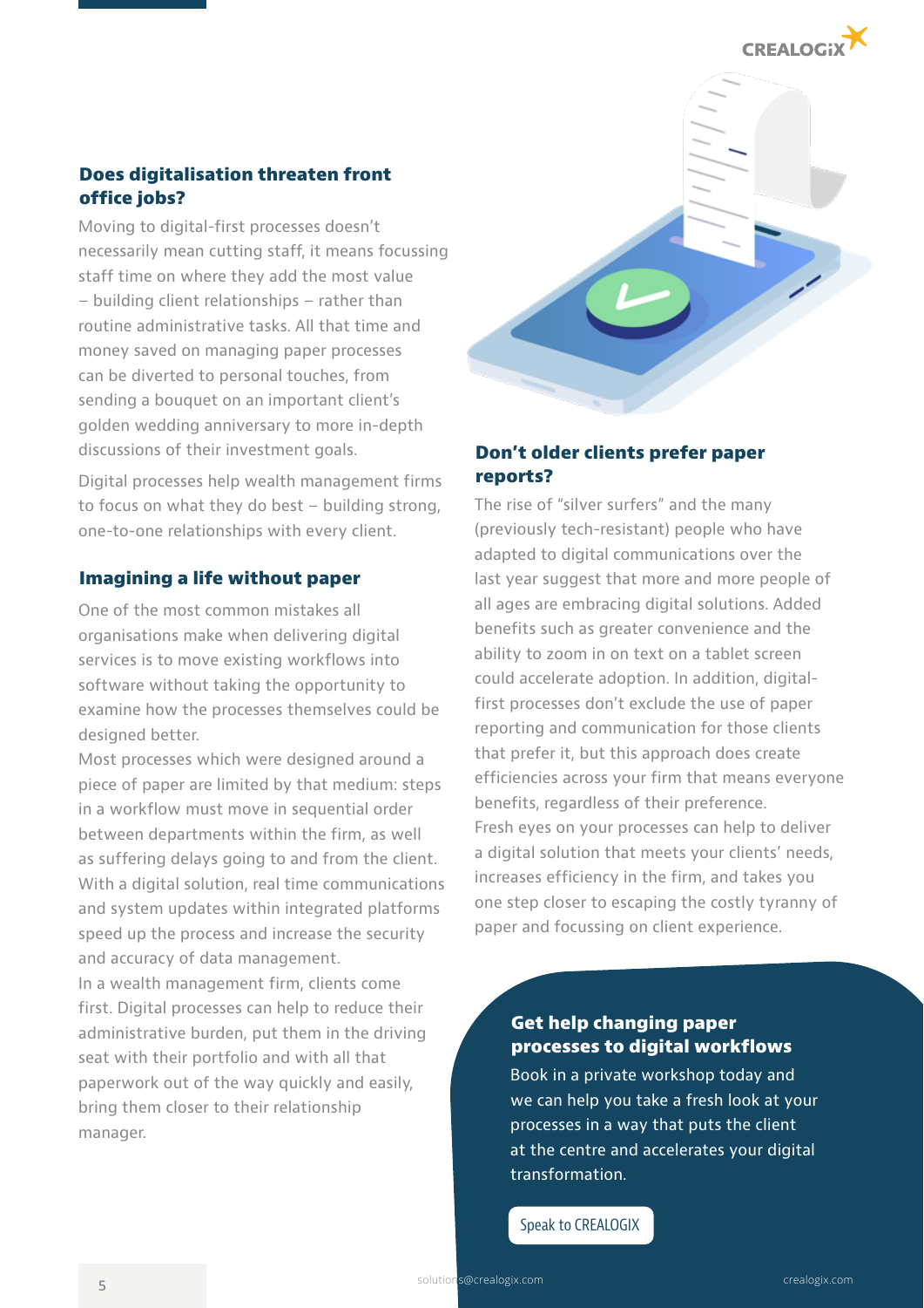## Does digitalisation threaten front office jobs?

Moving to digital-first processes doesn't necessarily mean cutting staff, it means focussing staff time on where they add the most value – building client relationships – rather than routine administrative tasks. All that time and money saved on managing paper processes can be diverted to personal touches, from sending a bouquet on an important client's golden wedding anniversary to more in-depth discussions of their investment goals.

Digital processes help wealth management firms to focus on what they do best – building strong, one-to-one relationships with every client.

## Imagining a life without paper

One of the most common mistakes all organisations make when delivering digital services is to move existing workflows into software without taking the opportunity to examine how the processes themselves could be designed better.

Most processes which were designed around a piece of paper are limited by that medium: steps in a workflow must move in sequential order between departments within the firm, as well as suffering delays going to and from the client. With a digital solution, real time communications and system updates within integrated platforms speed up the process and increase the security and accuracy of data management.

In a wealth management firm, clients come first. Digital processes can help to reduce their administrative burden, put them in the driving seat with their portfolio and with all that paperwork out of the way quickly and easily, bring them closer to their relationship manager.

## Don't older clients prefer paper reports?

The rise of "silver surfers" and the many (previously tech-resistant) people who have adapted to digital communications over the last year suggest that more and more people of all ages are embracing digital solutions. Added benefits such as greater convenience and the ability to zoom in on text on a tablet screen could accelerate adoption. In addition, digital-first processes don't exclude the use of paper reporting and communication for those clients that prefer it, but this approach does create efficiencies across your firm that means everyone benefits, regardless of their preference.

Fresh eyes on your processes can help to deliver a digital solution that meets your clients' needs, increases efficiency in the firm, and takes you one step closer to escaping the costly tyranny of paper and focussing on client experience.

## Get help changing paper processes to digital workflows

Book in a private workshop today and we can help you take a fresh look at your processes in a way that puts the client at the centre and accelerates your digital transformation.

Speak to CREALOGIX

solutions@crealogix.com

crealogix.com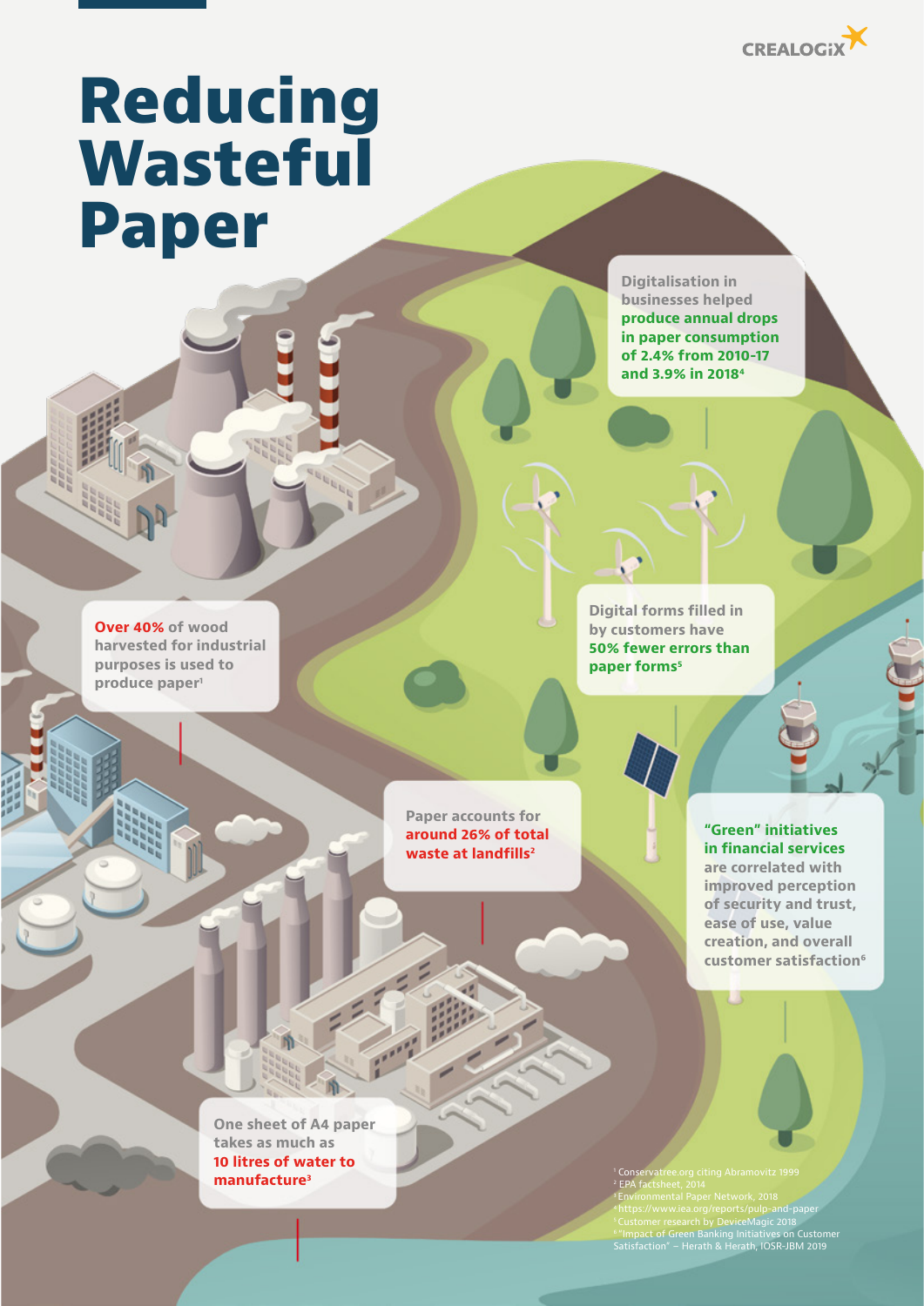# Reducing Wasteful Paper

Digitalisation in businesses helped **produce annual drops in paper consumption of 2.4% from 2010-17 and 3.9% in 2018**[4]

**Over 40%** of wood harvested for industrial purposes is used to produce paper[1]

Digital forms filled in by customers have **50% fewer errors than paper forms**[5]

Paper accounts for **around 26% of total waste at landfills**[2]

**"Green" initiatives in financial services** are correlated with improved perception of security and trust, ease of use, value creation, and overall customer satisfaction[6]

One sheet of A4 paper takes as much as **10 litres of water to manufacture**[3]

[1] Conservatree.org citing Abramovitz 1999
[2] EPA factsheet, 2014
[3] Environmental Paper Network, 2018
[4] https://www.iea.org/reports/pulp-and-paper
[5] Customer research by DeviceMagic 2018
[6] "Impact of Green Banking Initiatives on Customer Satisfaction" – Herath & Herath, IOSR-JBM 2019